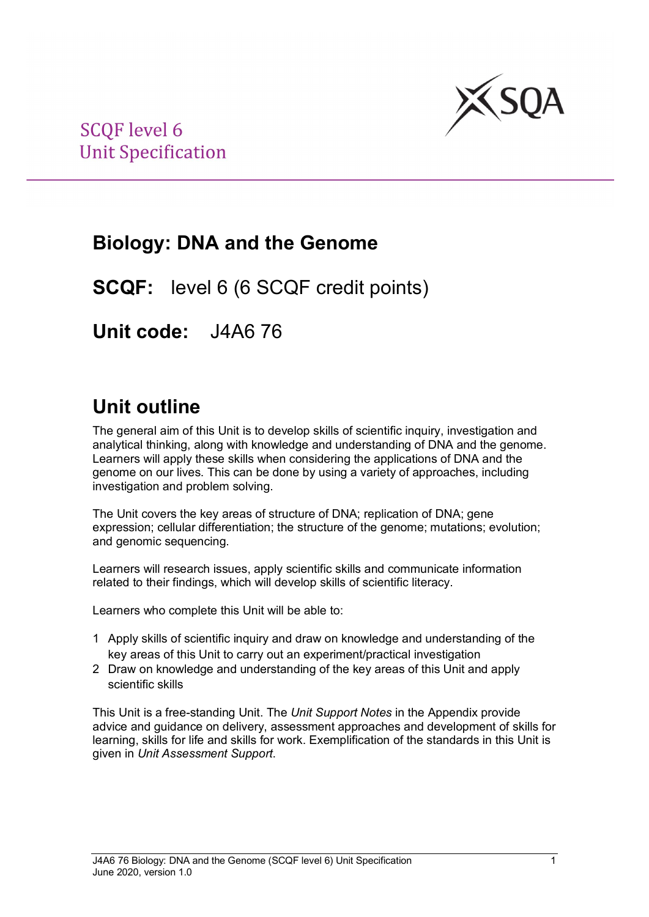SCQF level 6
Unit Specification

# Biology: DNA and the Genome

## SCQF: level 6 (6 SCQF credit points)

## Unit code: J4A6 76

## Unit outline

The general aim of this Unit is to develop skills of scientific inquiry, investigation and analytical thinking, along with knowledge and understanding of DNA and the genome. Learners will apply these skills when considering the applications of DNA and the genome on our lives. This can be done by using a variety of approaches, including investigation and problem solving.

The Unit covers the key areas of structure of DNA; replication of DNA; gene expression; cellular differentiation; the structure of the genome; mutations; evolution; and genomic sequencing.

Learners will research issues, apply scientific skills and communicate information related to their findings, which will develop skills of scientific literacy.

Learners who complete this Unit will be able to:

1. Apply skills of scientific inquiry and draw on knowledge and understanding of the key areas of this Unit to carry out an experiment/practical investigation
2. Draw on knowledge and understanding of the key areas of this Unit and apply scientific skills

This Unit is a free-standing Unit. The *Unit Support Notes* in the Appendix provide advice and guidance on delivery, assessment approaches and development of skills for learning, skills for life and skills for work. Exemplification of the standards in this Unit is given in *Unit Assessment Support*.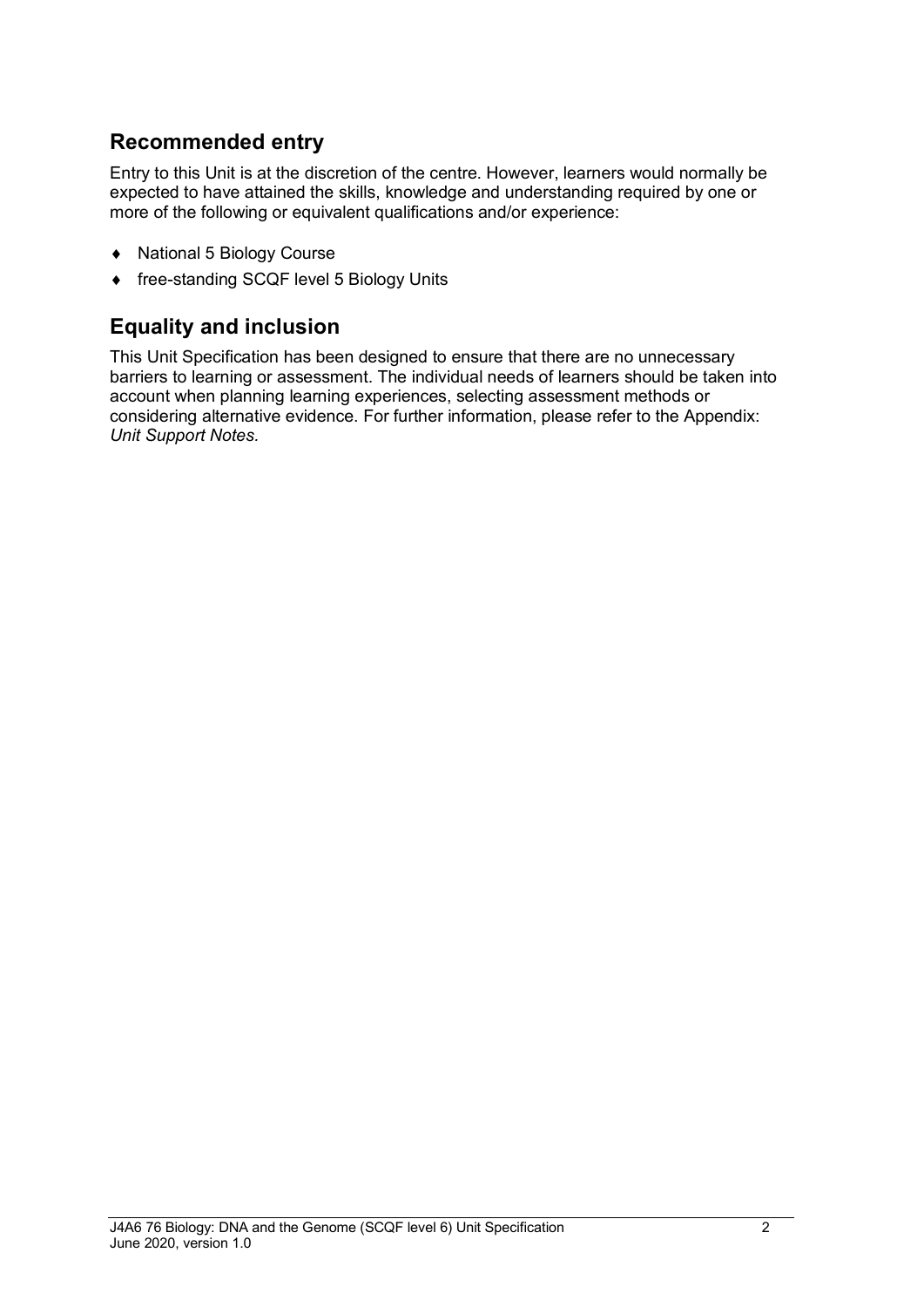## Recommended entry

Entry to this Unit is at the discretion of the centre. However, learners would normally be expected to have attained the skills, knowledge and understanding required by one or more of the following or equivalent qualifications and/or experience:

- National 5 Biology Course
- free-standing SCQF level 5 Biology Units

## Equality and inclusion

This Unit Specification has been designed to ensure that there are no unnecessary barriers to learning or assessment. The individual needs of learners should be taken into account when planning learning experiences, selecting assessment methods or considering alternative evidence. For further information, please refer to the Appendix: *Unit Support Notes.*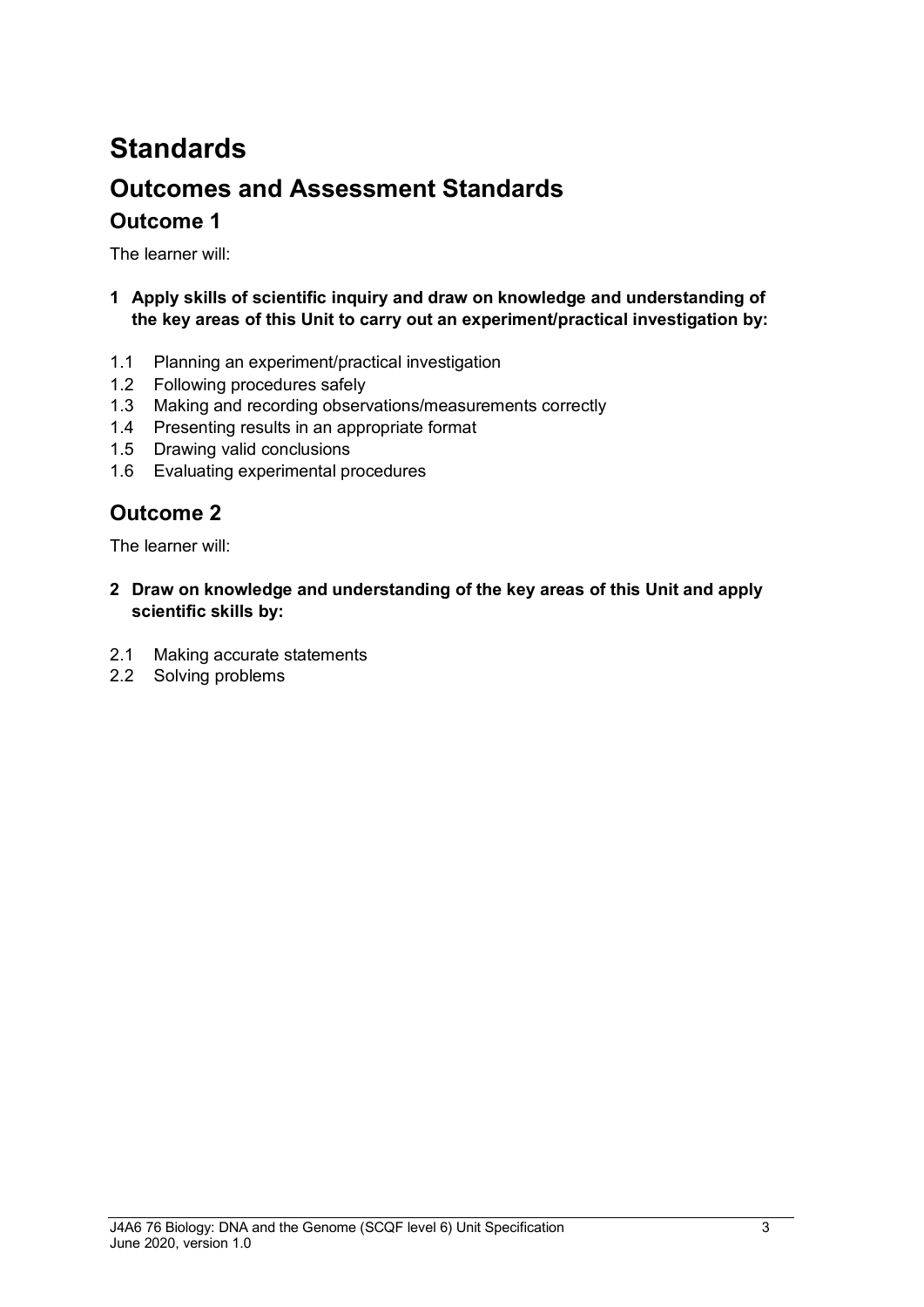# Standards

## Outcomes and Assessment Standards

### Outcome 1

The learner will:

**1 Apply skills of scientific inquiry and draw on knowledge and understanding of the key areas of this Unit to carry out an experiment/practical investigation by:**

1.1 Planning an experiment/practical investigation
1.2 Following procedures safely
1.3 Making and recording observations/measurements correctly
1.4 Presenting results in an appropriate format
1.5 Drawing valid conclusions
1.6 Evaluating experimental procedures

### Outcome 2

The learner will:

**2 Draw on knowledge and understanding of the key areas of this Unit and apply scientific skills by:**

2.1 Making accurate statements
2.2 Solving problems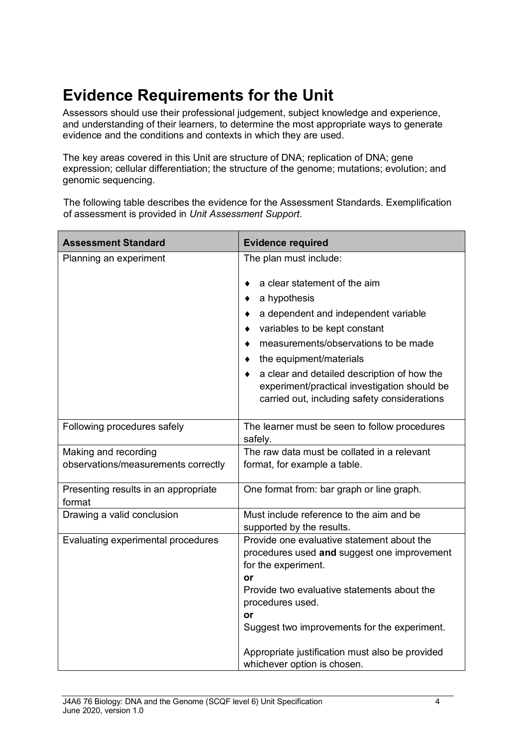# Evidence Requirements for the Unit

Assessors should use their professional judgement, subject knowledge and experience, and understanding of their learners, to determine the most appropriate ways to generate evidence and the conditions and contexts in which they are used.

The key areas covered in this Unit are structure of DNA; replication of DNA; gene expression; cellular differentiation; the structure of the genome; mutations; evolution; and genomic sequencing.

The following table describes the evidence for the Assessment Standards. Exemplification of assessment is provided in *Unit Assessment Support*.

| Assessment Standard | Evidence required |
|---|---|
| Planning an experiment | The plan must include:<br><br>♦ a clear statement of the aim<br>♦ a hypothesis<br>♦ a dependent and independent variable<br>♦ variables to be kept constant<br>♦ measurements/observations to be made<br>♦ the equipment/materials<br>♦ a clear and detailed description of how the experiment/practical investigation should be carried out, including safety considerations |
| Following procedures safely | The learner must be seen to follow procedures safely. |
| Making and recording observations/measurements correctly | The raw data must be collated in a relevant format, for example a table. |
| Presenting results in an appropriate format | One format from: bar graph or line graph. |
| Drawing a valid conclusion | Must include reference to the aim and be supported by the results. |
| Evaluating experimental procedures | Provide one evaluative statement about the procedures used **and** suggest one improvement for the experiment.<br>**or**<br>Provide two evaluative statements about the procedures used.<br>**or**<br>Suggest two improvements for the experiment.<br><br>Appropriate justification must also be provided whichever option is chosen. |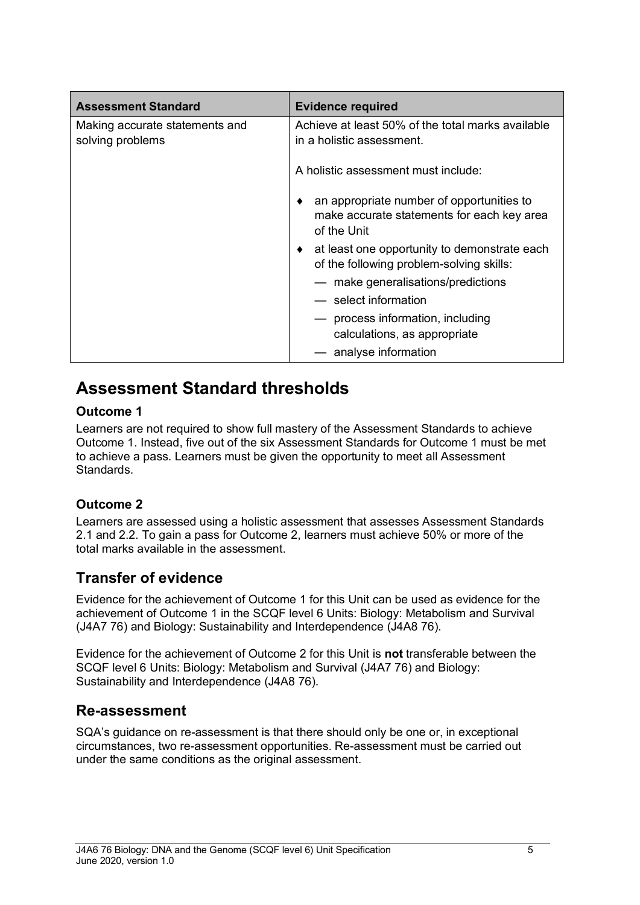| Assessment Standard | Evidence required |
| --- | --- |
| Making accurate statements and solving problems | Achieve at least 50% of the total marks available in a holistic assessment.<br><br>A holistic assessment must include:<br><br>♦ an appropriate number of opportunities to make accurate statements for each key area of the Unit<br>♦ at least one opportunity to demonstrate each of the following problem-solving skills:<br>— make generalisations/predictions<br>— select information<br>— process information, including calculations, as appropriate<br>— analyse information |

# Assessment Standard thresholds

### Outcome 1

Learners are not required to show full mastery of the Assessment Standards to achieve Outcome 1. Instead, five out of the six Assessment Standards for Outcome 1 must be met to achieve a pass. Learners must be given the opportunity to meet all Assessment Standards.

### Outcome 2

Learners are assessed using a holistic assessment that assesses Assessment Standards 2.1 and 2.2. To gain a pass for Outcome 2, learners must achieve 50% or more of the total marks available in the assessment.

## Transfer of evidence

Evidence for the achievement of Outcome 1 for this Unit can be used as evidence for the achievement of Outcome 1 in the SCQF level 6 Units: Biology: Metabolism and Survival (J4A7 76) and Biology: Sustainability and Interdependence (J4A8 76).

Evidence for the achievement of Outcome 2 for this Unit is **not** transferable between the SCQF level 6 Units: Biology: Metabolism and Survival (J4A7 76) and Biology: Sustainability and Interdependence (J4A8 76).

## Re-assessment

SQA's guidance on re-assessment is that there should only be one or, in exceptional circumstances, two re-assessment opportunities. Re-assessment must be carried out under the same conditions as the original assessment.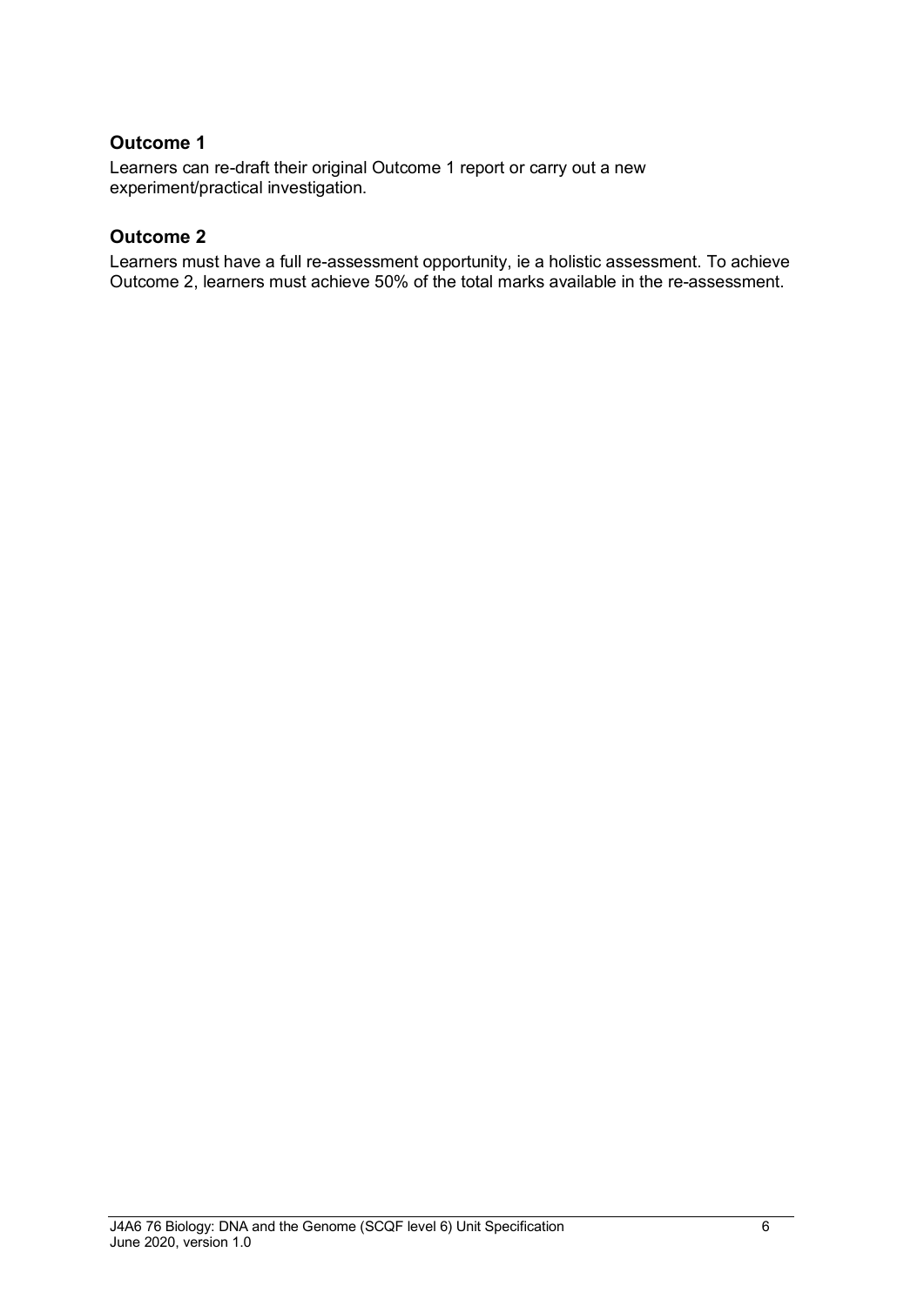## Outcome 1

Learners can re-draft their original Outcome 1 report or carry out a new experiment/practical investigation.

## Outcome 2

Learners must have a full re-assessment opportunity, ie a holistic assessment. To achieve Outcome 2, learners must achieve 50% of the total marks available in the re-assessment.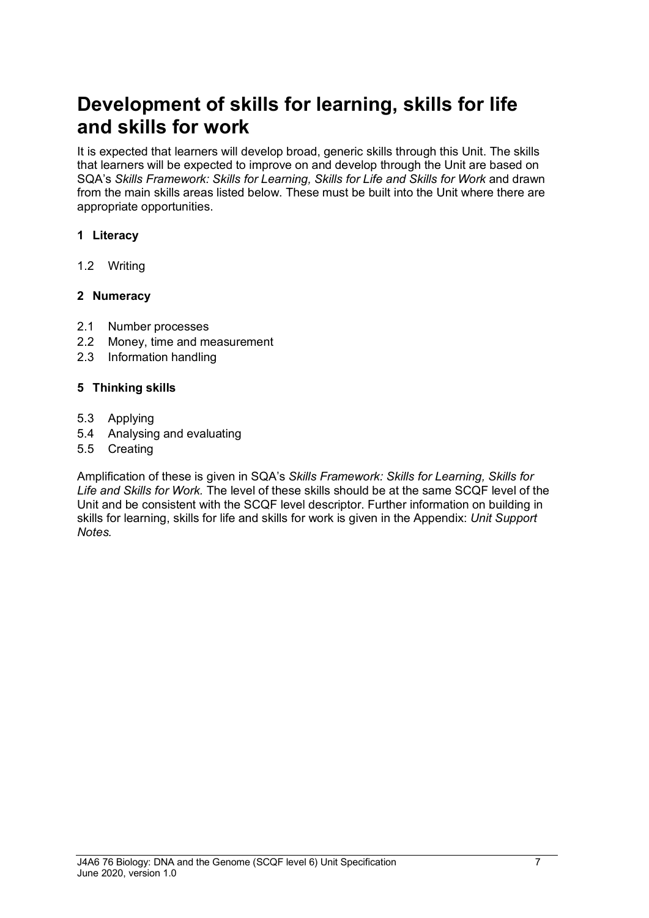# Development of skills for learning, skills for life and skills for work

It is expected that learners will develop broad, generic skills through this Unit. The skills that learners will be expected to improve on and develop through the Unit are based on SQA's *Skills Framework: Skills for Learning, Skills for Life and Skills for Work* and drawn from the main skills areas listed below. These must be built into the Unit where there are appropriate opportunities.

**1 Literacy**

1.2 Writing

**2 Numeracy**

2.1 Number processes
2.2 Money, time and measurement
2.3 Information handling

**5 Thinking skills**

5.3 Applying
5.4 Analysing and evaluating
5.5 Creating

Amplification of these is given in SQA's *Skills Framework: Skills for Learning, Skills for Life and Skills for Work.* The level of these skills should be at the same SCQF level of the Unit and be consistent with the SCQF level descriptor. Further information on building in skills for learning, skills for life and skills for work is given in the Appendix: *Unit Support Notes.*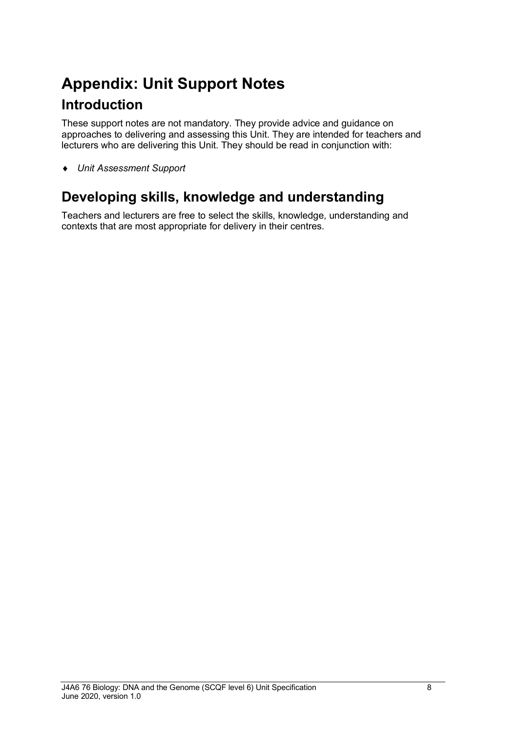# Appendix: Unit Support Notes

## Introduction

These support notes are not mandatory. They provide advice and guidance on approaches to delivering and assessing this Unit. They are intended for teachers and lecturers who are delivering this Unit. They should be read in conjunction with:

- *Unit Assessment Support*

## Developing skills, knowledge and understanding

Teachers and lecturers are free to select the skills, knowledge, understanding and contexts that are most appropriate for delivery in their centres.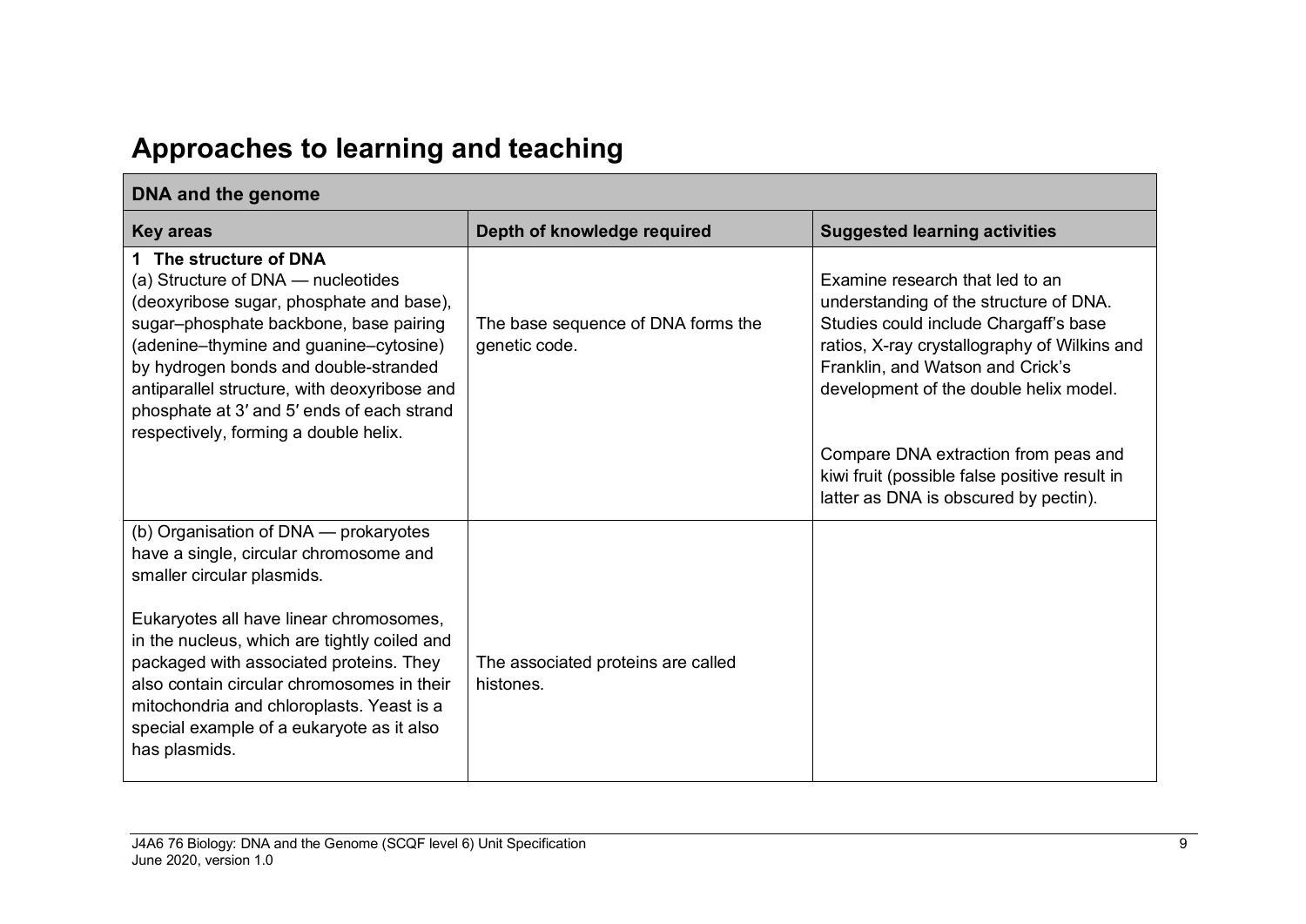# Approaches to learning and teaching

| DNA and the genome | | |
|---|---|---|
| **Key areas** | **Depth of knowledge required** | **Suggested learning activities** |
| **1 The structure of DNA**<br>(a) Structure of DNA — nucleotides (deoxyribose sugar, phosphate and base), sugar–phosphate backbone, base pairing (adenine–thymine and guanine–cytosine) by hydrogen bonds and double-stranded antiparallel structure, with deoxyribose and phosphate at 3′ and 5′ ends of each strand respectively, forming a double helix. | The base sequence of DNA forms the genetic code. | Examine research that led to an understanding of the structure of DNA. Studies could include Chargaff's base ratios, X-ray crystallography of Wilkins and Franklin, and Watson and Crick's development of the double helix model.<br><br>Compare DNA extraction from peas and kiwi fruit (possible false positive result in latter as DNA is obscured by pectin). |
| (b) Organisation of DNA — prokaryotes have a single, circular chromosome and smaller circular plasmids.<br><br>Eukaryotes all have linear chromosomes, in the nucleus, which are tightly coiled and packaged with associated proteins. They also contain circular chromosomes in their mitochondria and chloroplasts. Yeast is a special example of a eukaryote as it also has plasmids. | The associated proteins are called histones. | |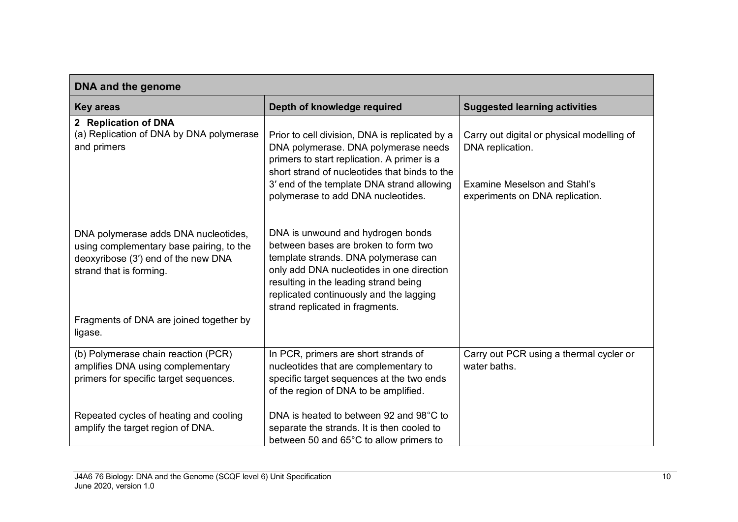| DNA and the genome | | |
|---|---|---|
| **Key areas** | **Depth of knowledge required** | **Suggested learning activities** |
| **2 Replication of DNA**<br>(a) Replication of DNA by DNA polymerase and primers | Prior to cell division, DNA is replicated by a DNA polymerase. DNA polymerase needs primers to start replication. A primer is a short strand of nucleotides that binds to the 3′ end of the template DNA strand allowing polymerase to add DNA nucleotides. | Carry out digital or physical modelling of DNA replication.<br><br>Examine Meselson and Stahl's experiments on DNA replication. |
| DNA polymerase adds DNA nucleotides, using complementary base pairing, to the deoxyribose (3′) end of the new DNA strand that is forming.<br><br>Fragments of DNA are joined together by ligase. | DNA is unwound and hydrogen bonds between bases are broken to form two template strands. DNA polymerase can only add DNA nucleotides in one direction resulting in the leading strand being replicated continuously and the lagging strand replicated in fragments. | |
| (b) Polymerase chain reaction (PCR) amplifies DNA using complementary primers for specific target sequences.<br><br>Repeated cycles of heating and cooling amplify the target region of DNA. | In PCR, primers are short strands of nucleotides that are complementary to specific target sequences at the two ends of the region of DNA to be amplified.<br><br>DNA is heated to between 92 and 98°C to separate the strands. It is then cooled to between 50 and 65°C to allow primers to | Carry out PCR using a thermal cycler or water baths. |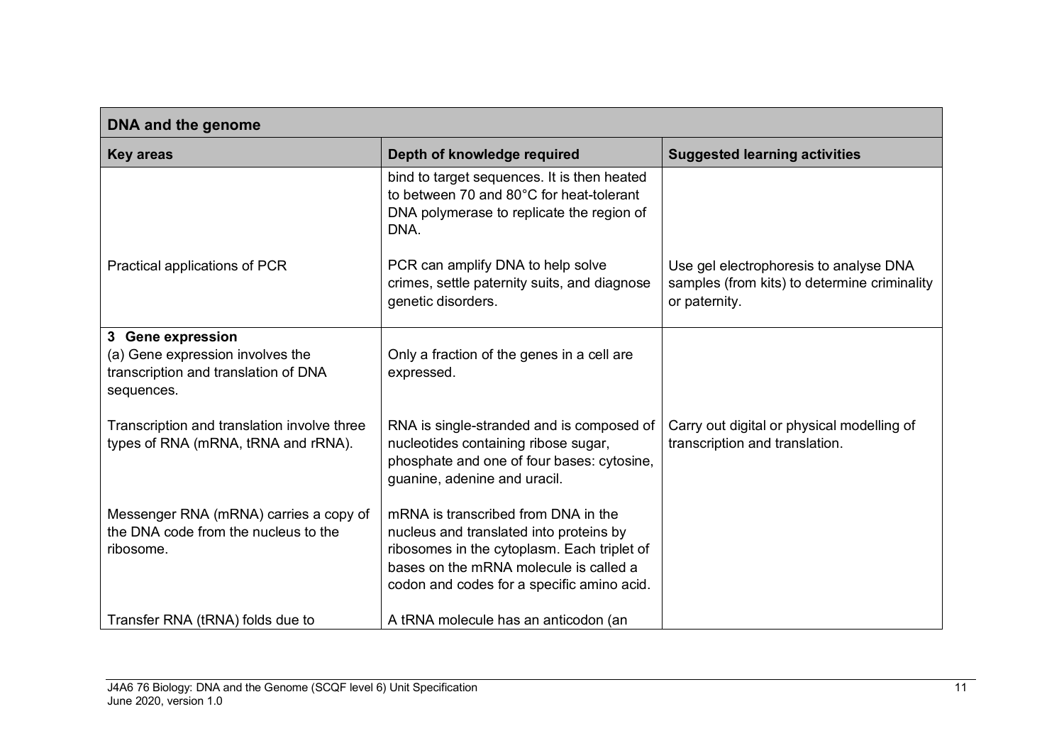| DNA and the genome | | |
|---|---|---|
| **Key areas** | **Depth of knowledge required** | **Suggested learning activities** |
| | bind to target sequences. It is then heated to between 70 and 80°C for heat-tolerant DNA polymerase to replicate the region of DNA. | |
| Practical applications of PCR | PCR can amplify DNA to help solve crimes, settle paternity suits, and diagnose genetic disorders. | Use gel electrophoresis to analyse DNA samples (from kits) to determine criminality or paternity. |
| **3 Gene expression** (a) Gene expression involves the transcription and translation of DNA sequences. | Only a fraction of the genes in a cell are expressed. | |
| Transcription and translation involve three types of RNA (mRNA, tRNA and rRNA). | RNA is single-stranded and is composed of nucleotides containing ribose sugar, phosphate and one of four bases: cytosine, guanine, adenine and uracil. | Carry out digital or physical modelling of transcription and translation. |
| Messenger RNA (mRNA) carries a copy of the DNA code from the nucleus to the ribosome. | mRNA is transcribed from DNA in the nucleus and translated into proteins by ribosomes in the cytoplasm. Each triplet of bases on the mRNA molecule is called a codon and codes for a specific amino acid. | |
| Transfer RNA (tRNA) folds due to | A tRNA molecule has an anticodon (an | |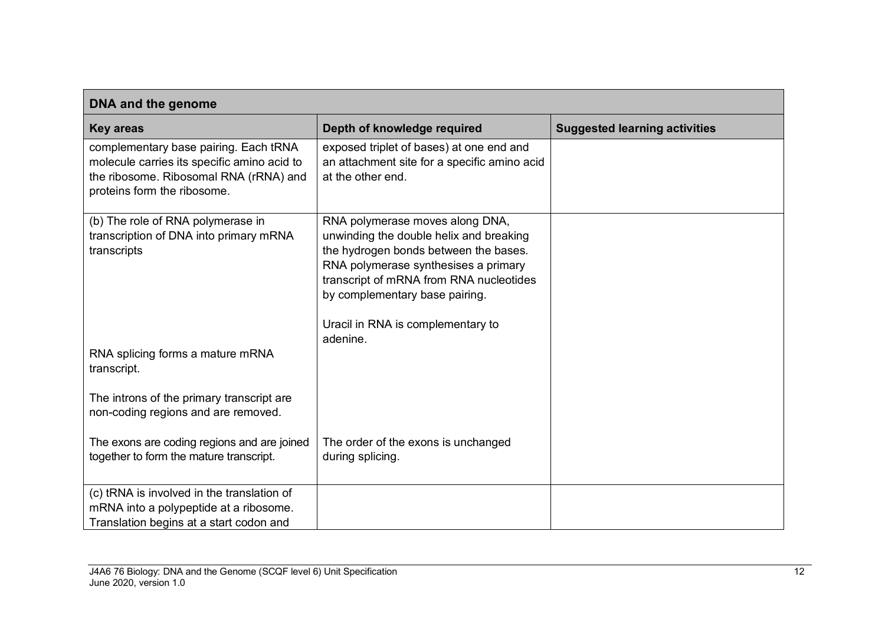| **DNA and the genome** | | |
|---|---|---|
| **Key areas** | **Depth of knowledge required** | **Suggested learning activities** |
| complementary base pairing. Each tRNA molecule carries its specific amino acid to the ribosome. Ribosomal RNA (rRNA) and proteins form the ribosome. | exposed triplet of bases) at one end and an attachment site for a specific amino acid at the other end. | |
| (b) The role of RNA polymerase in transcription of DNA into primary mRNA transcripts<br><br>RNA splicing forms a mature mRNA transcript.<br><br>The introns of the primary transcript are non-coding regions and are removed.<br><br>The exons are coding regions and are joined together to form the mature transcript. | RNA polymerase moves along DNA, unwinding the double helix and breaking the hydrogen bonds between the bases. RNA polymerase synthesises a primary transcript of mRNA from RNA nucleotides by complementary base pairing.<br><br>Uracil in RNA is complementary to adenine.<br><br>The order of the exons is unchanged during splicing. | |
| (c) tRNA is involved in the translation of mRNA into a polypeptide at a ribosome. Translation begins at a start codon and | | |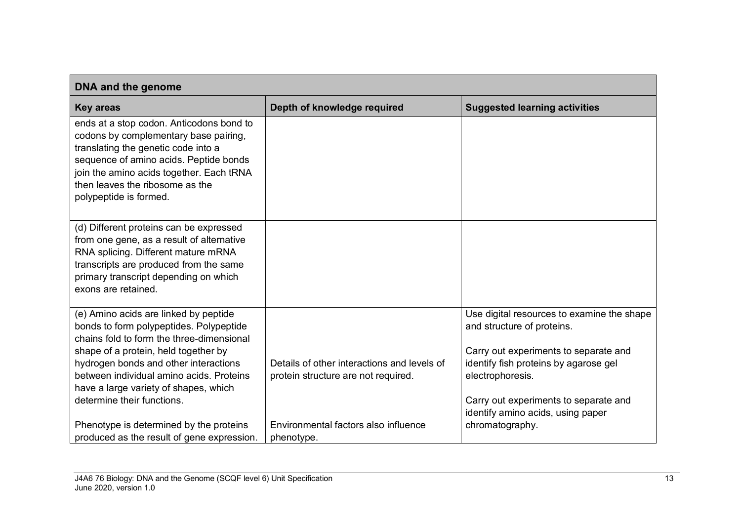| DNA and the genome | | |
|---|---|---|
| **Key areas** | **Depth of knowledge required** | **Suggested learning activities** |
| ends at a stop codon. Anticodons bond to codons by complementary base pairing, translating the genetic code into a sequence of amino acids. Peptide bonds join the amino acids together. Each tRNA then leaves the ribosome as the polypeptide is formed. | | |
| (d) Different proteins can be expressed from one gene, as a result of alternative RNA splicing. Different mature mRNA transcripts are produced from the same primary transcript depending on which exons are retained. | | |
| (e) Amino acids are linked by peptide bonds to form polypeptides. Polypeptide chains fold to form the three-dimensional shape of a protein, held together by hydrogen bonds and other interactions between individual amino acids. Proteins have a large variety of shapes, which determine their functions.<br><br>Phenotype is determined by the proteins produced as the result of gene expression. | Details of other interactions and levels of protein structure are not required.<br><br>Environmental factors also influence phenotype. | Use digital resources to examine the shape and structure of proteins.<br><br>Carry out experiments to separate and identify fish proteins by agarose gel electrophoresis.<br><br>Carry out experiments to separate and identify amino acids, using paper chromatography. |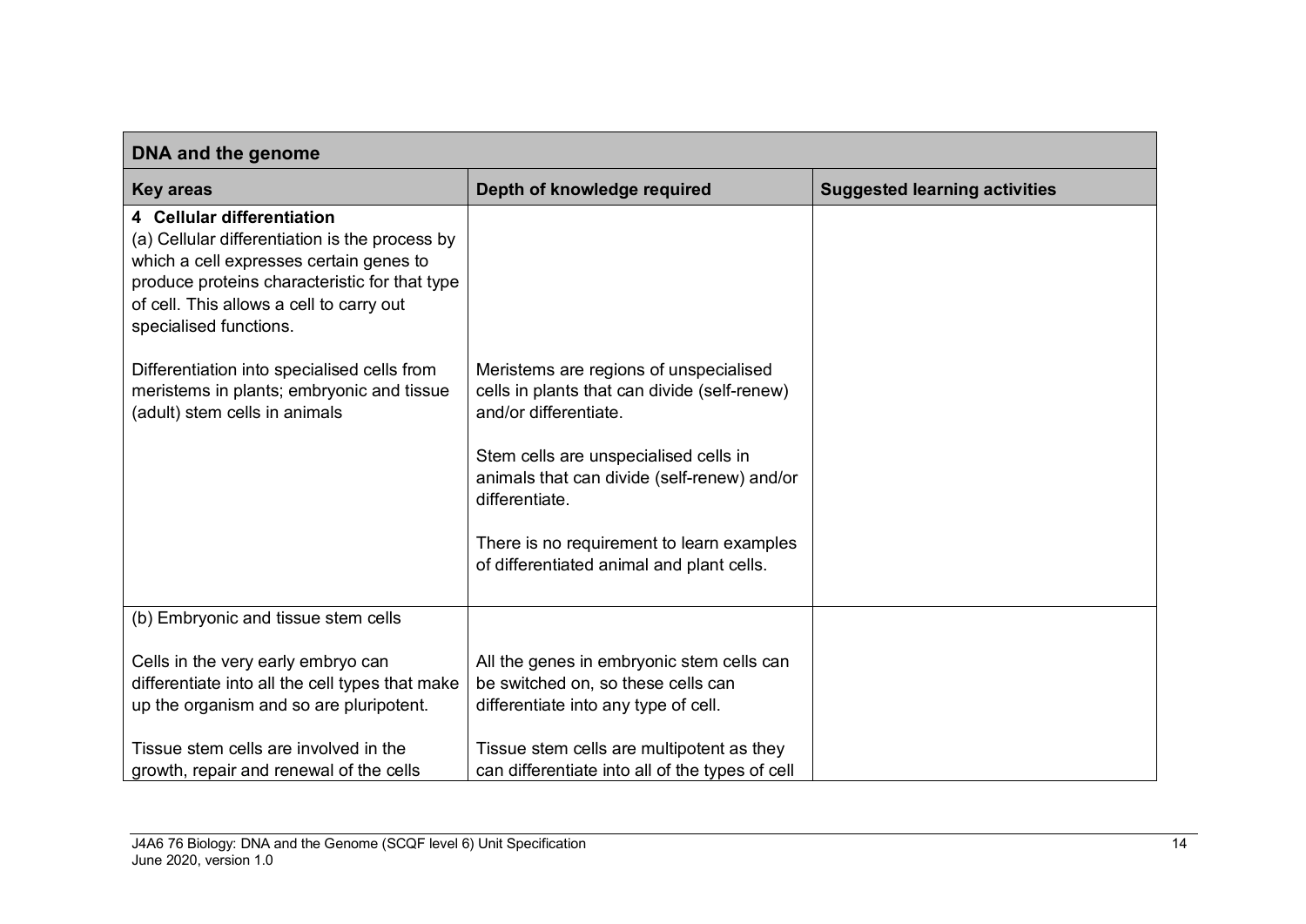| DNA and the genome | | |
|---|---|---|
| **Key areas** | **Depth of knowledge required** | **Suggested learning activities** |
| **4 Cellular differentiation**<br>(a) Cellular differentiation is the process by which a cell expresses certain genes to produce proteins characteristic for that type of cell. This allows a cell to carry out specialised functions.<br><br>Differentiation into specialised cells from meristems in plants; embryonic and tissue (adult) stem cells in animals | Meristems are regions of unspecialised cells in plants that can divide (self-renew) and/or differentiate.<br><br>Stem cells are unspecialised cells in animals that can divide (self-renew) and/or differentiate.<br><br>There is no requirement to learn examples of differentiated animal and plant cells. | |
| (b) Embryonic and tissue stem cells<br><br>Cells in the very early embryo can differentiate into all the cell types that make up the organism and so are pluripotent.<br><br>Tissue stem cells are involved in the growth, repair and renewal of the cells | All the genes in embryonic stem cells can be switched on, so these cells can differentiate into any type of cell.<br><br>Tissue stem cells are multipotent as they can differentiate into all of the types of cell | |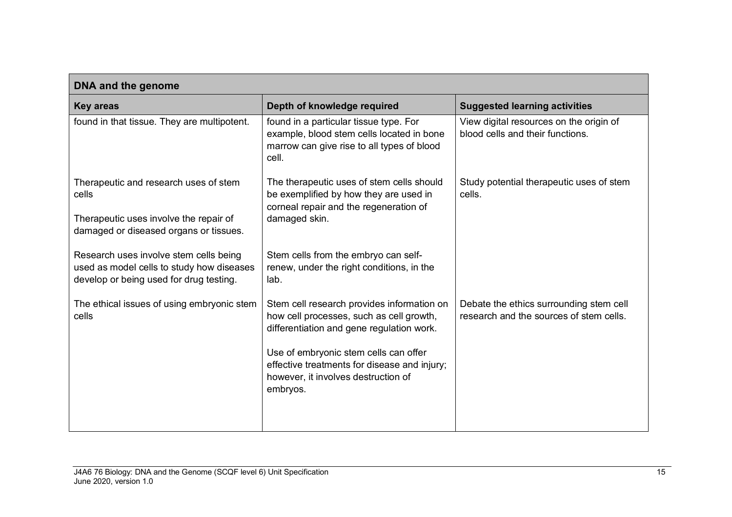| DNA and the genome | | |
|---|---|---|
| **Key areas** | **Depth of knowledge required** | **Suggested learning activities** |
| found in that tissue. They are multipotent. | found in a particular tissue type. For example, blood stem cells located in bone marrow can give rise to all types of blood cell. | View digital resources on the origin of blood cells and their functions. |
| Therapeutic and research uses of stem cells<br><br>Therapeutic uses involve the repair of damaged or diseased organs or tissues.<br><br>Research uses involve stem cells being used as model cells to study how diseases develop or being used for drug testing. | The therapeutic uses of stem cells should be exemplified by how they are used in corneal repair and the regeneration of damaged skin.<br><br>Stem cells from the embryo can self-renew, under the right conditions, in the lab. | Study potential therapeutic uses of stem cells. |
| The ethical issues of using embryonic stem cells | Stem cell research provides information on how cell processes, such as cell growth, differentiation and gene regulation work.<br><br>Use of embryonic stem cells can offer effective treatments for disease and injury; however, it involves destruction of embryos. | Debate the ethics surrounding stem cell research and the sources of stem cells. |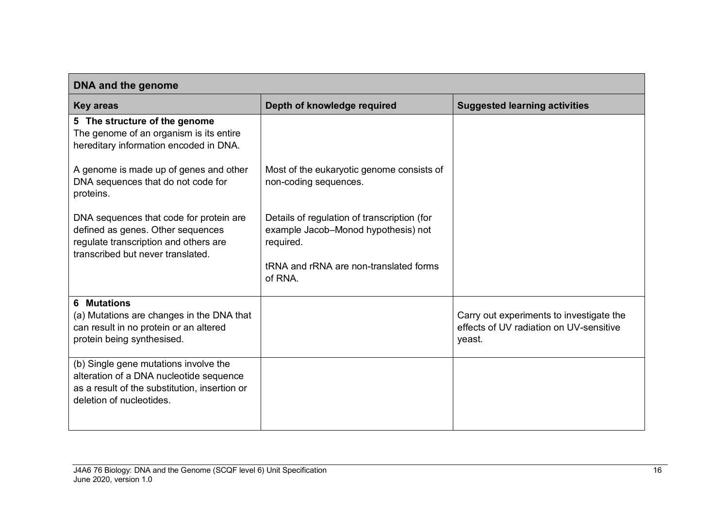| DNA and the genome | | |
|---|---|---|
| **Key areas** | **Depth of knowledge required** | **Suggested learning activities** |
| **5 The structure of the genome**<br>The genome of an organism is its entire hereditary information encoded in DNA.<br><br>A genome is made up of genes and other DNA sequences that do not code for proteins.<br><br>DNA sequences that code for protein are defined as genes. Other sequences regulate transcription and others are transcribed but never translated. | <br><br><br><br>Most of the eukaryotic genome consists of non-coding sequences.<br><br>Details of regulation of transcription (for example Jacob–Monod hypothesis) not required.<br><br>tRNA and rRNA are non-translated forms of RNA. | |
| **6 Mutations**<br>(a) Mutations are changes in the DNA that can result in no protein or an altered protein being synthesised. | | Carry out experiments to investigate the effects of UV radiation on UV-sensitive yeast. |
| (b) Single gene mutations involve the alteration of a DNA nucleotide sequence as a result of the substitution, insertion or deletion of nucleotides. | | |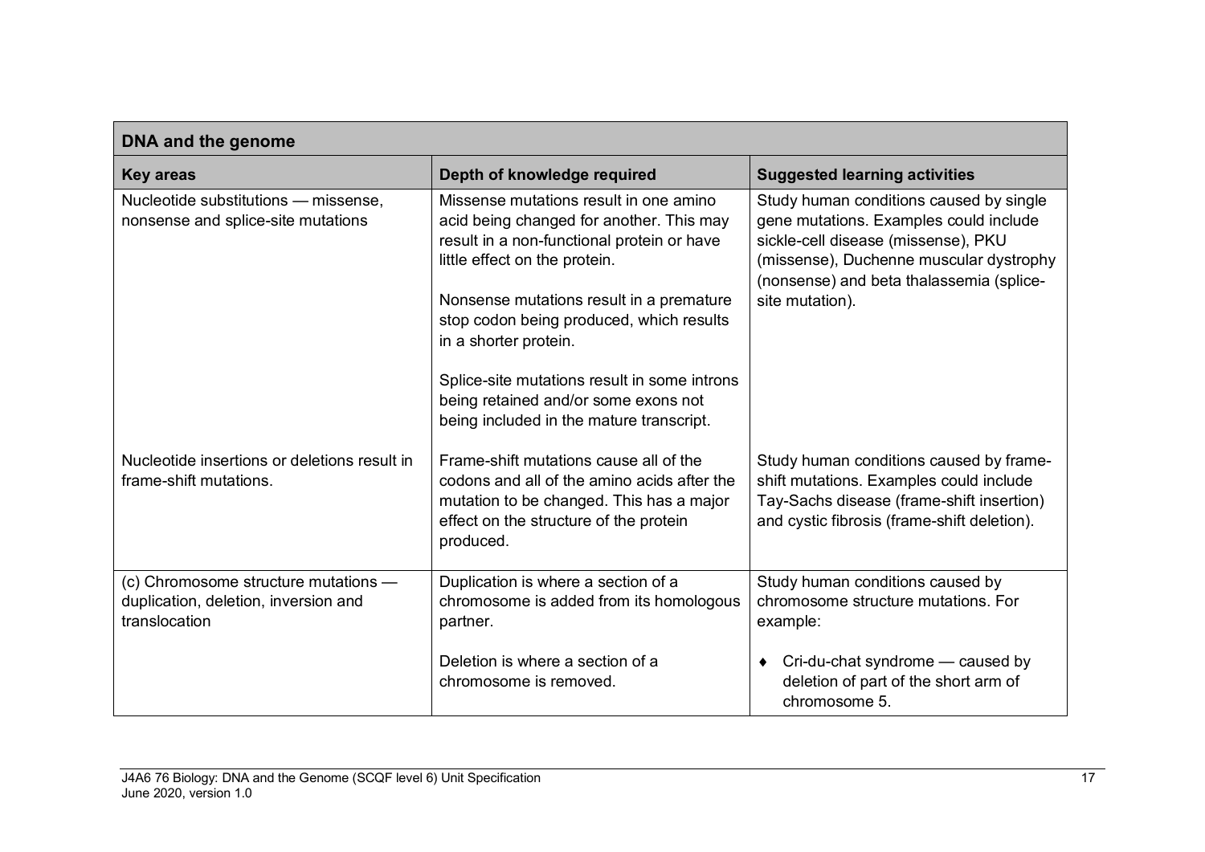| DNA and the genome | | |
|---|---|---|
| **Key areas** | **Depth of knowledge required** | **Suggested learning activities** |
| Nucleotide substitutions — missense, nonsense and splice-site mutations | Missense mutations result in one amino acid being changed for another. This may result in a non-functional protein or have little effect on the protein.<br><br>Nonsense mutations result in a premature stop codon being produced, which results in a shorter protein.<br><br>Splice-site mutations result in some introns being retained and/or some exons not being included in the mature transcript. | Study human conditions caused by single gene mutations. Examples could include sickle-cell disease (missense), PKU (missense), Duchenne muscular dystrophy (nonsense) and beta thalassemia (splice-site mutation). |
| Nucleotide insertions or deletions result in frame-shift mutations. | Frame-shift mutations cause all of the codons and all of the amino acids after the mutation to be changed. This has a major effect on the structure of the protein produced. | Study human conditions caused by frame-shift mutations. Examples could include Tay-Sachs disease (frame-shift insertion) and cystic fibrosis (frame-shift deletion). |
| (c) Chromosome structure mutations — duplication, deletion, inversion and translocation | Duplication is where a section of a chromosome is added from its homologous partner.<br><br>Deletion is where a section of a chromosome is removed. | Study human conditions caused by chromosome structure mutations. For example:<br><br>♦ Cri-du-chat syndrome — caused by deletion of part of the short arm of chromosome 5. |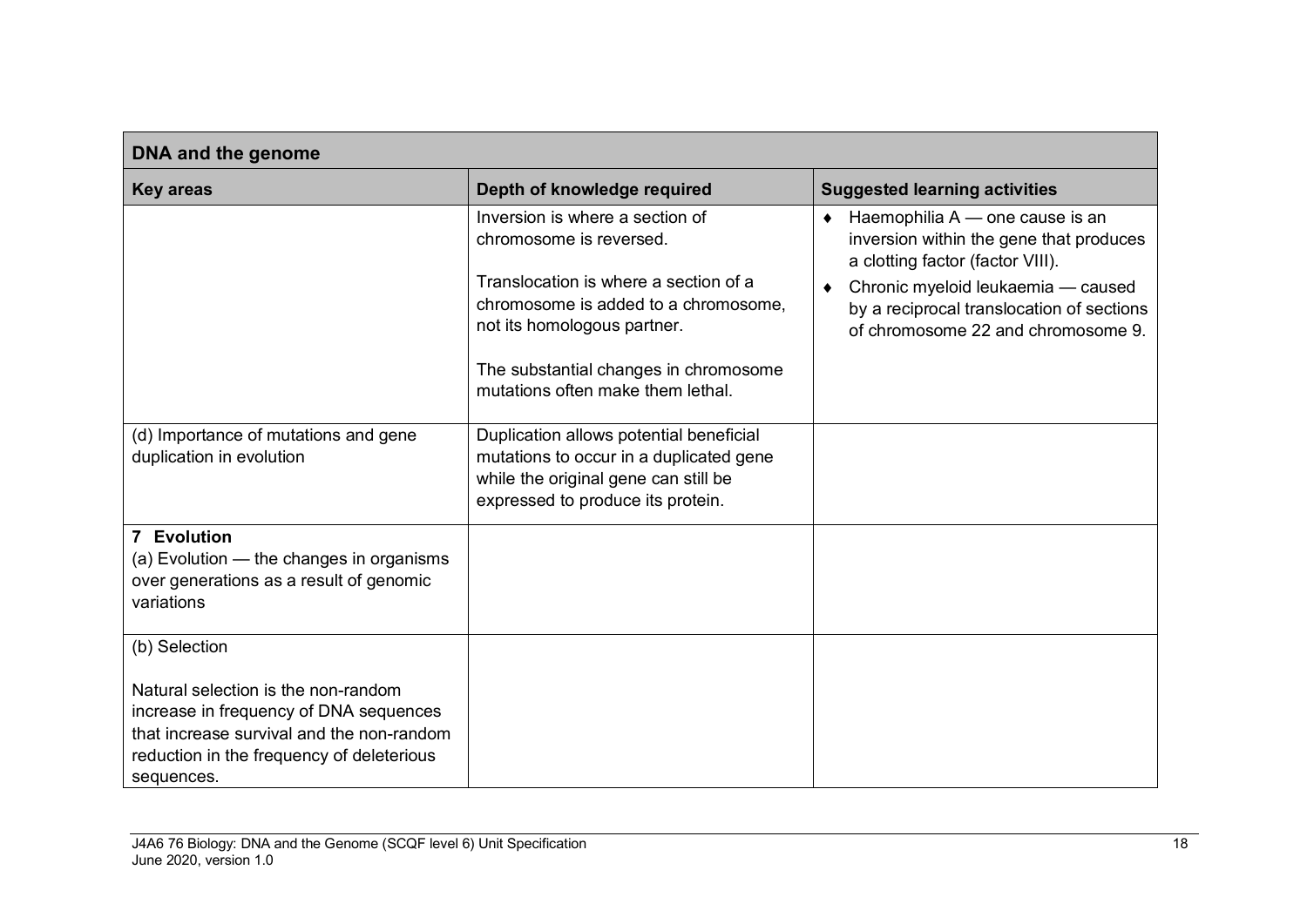| DNA and the genome | | |
|---|---|---|
| **Key areas** | **Depth of knowledge required** | **Suggested learning activities** |
| | Inversion is where a section of chromosome is reversed.<br><br>Translocation is where a section of a chromosome is added to a chromosome, not its homologous partner.<br><br>The substantial changes in chromosome mutations often make them lethal. | ♦ Haemophilia A — one cause is an inversion within the gene that produces a clotting factor (factor VIII).<br>♦ Chronic myeloid leukaemia — caused by a reciprocal translocation of sections of chromosome 22 and chromosome 9. |
| (d) Importance of mutations and gene duplication in evolution | Duplication allows potential beneficial mutations to occur in a duplicated gene while the original gene can still be expressed to produce its protein. | |
| **7 Evolution**<br>(a) Evolution — the changes in organisms over generations as a result of genomic variations | | |
| (b) Selection<br><br>Natural selection is the non-random increase in frequency of DNA sequences that increase survival and the non-random reduction in the frequency of deleterious sequences. | | |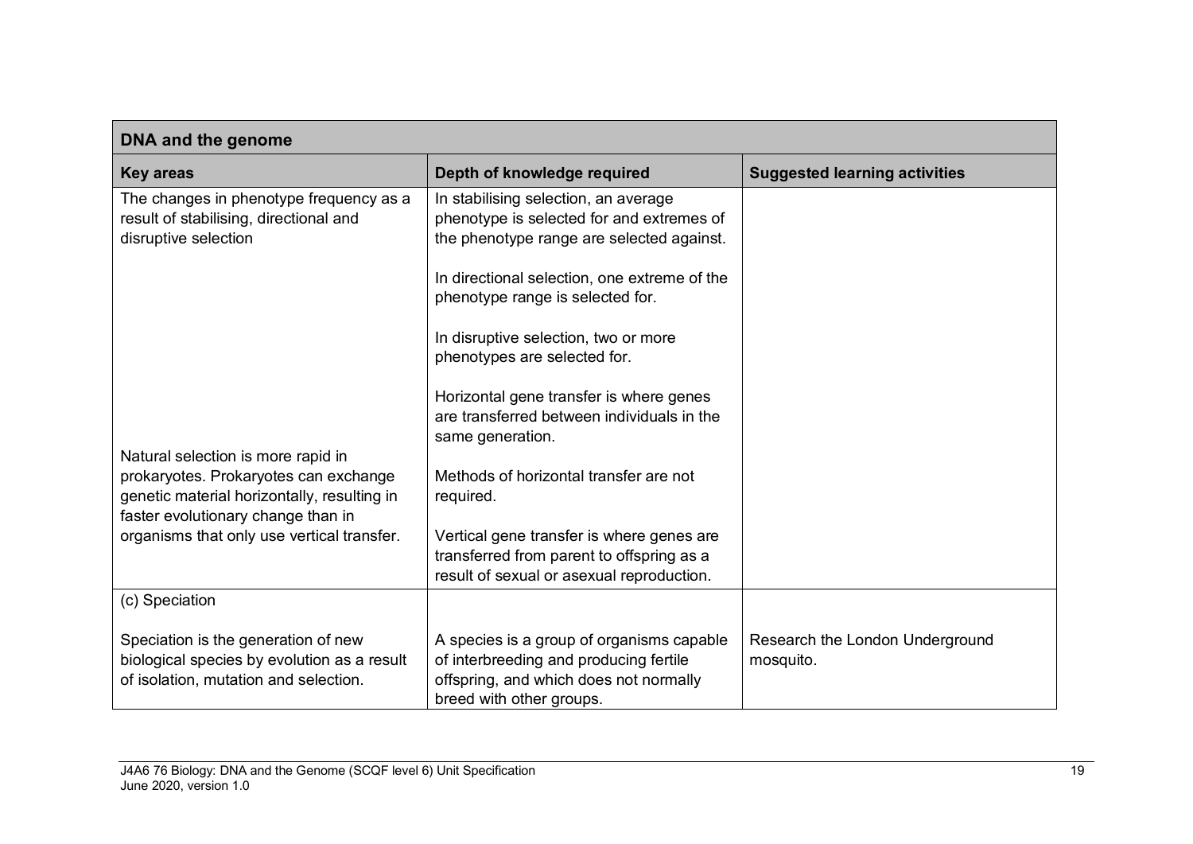| DNA and the genome | | |
|---|---|---|
| **Key areas** | **Depth of knowledge required** | **Suggested learning activities** |
| The changes in phenotype frequency as a result of stabilising, directional and disruptive selection | In stabilising selection, an average phenotype is selected for and extremes of the phenotype range are selected against.<br><br>In directional selection, one extreme of the phenotype range is selected for.<br><br>In disruptive selection, two or more phenotypes are selected for. | |
| Natural selection is more rapid in prokaryotes. Prokaryotes can exchange genetic material horizontally, resulting in faster evolutionary change than in organisms that only use vertical transfer. | Horizontal gene transfer is where genes are transferred between individuals in the same generation.<br><br>Methods of horizontal transfer are not required.<br><br>Vertical gene transfer is where genes are transferred from parent to offspring as a result of sexual or asexual reproduction. | |
| (c) Speciation<br><br>Speciation is the generation of new biological species by evolution as a result of isolation, mutation and selection. | A species is a group of organisms capable of interbreeding and producing fertile offspring, and which does not normally breed with other groups. | Research the London Underground mosquito. |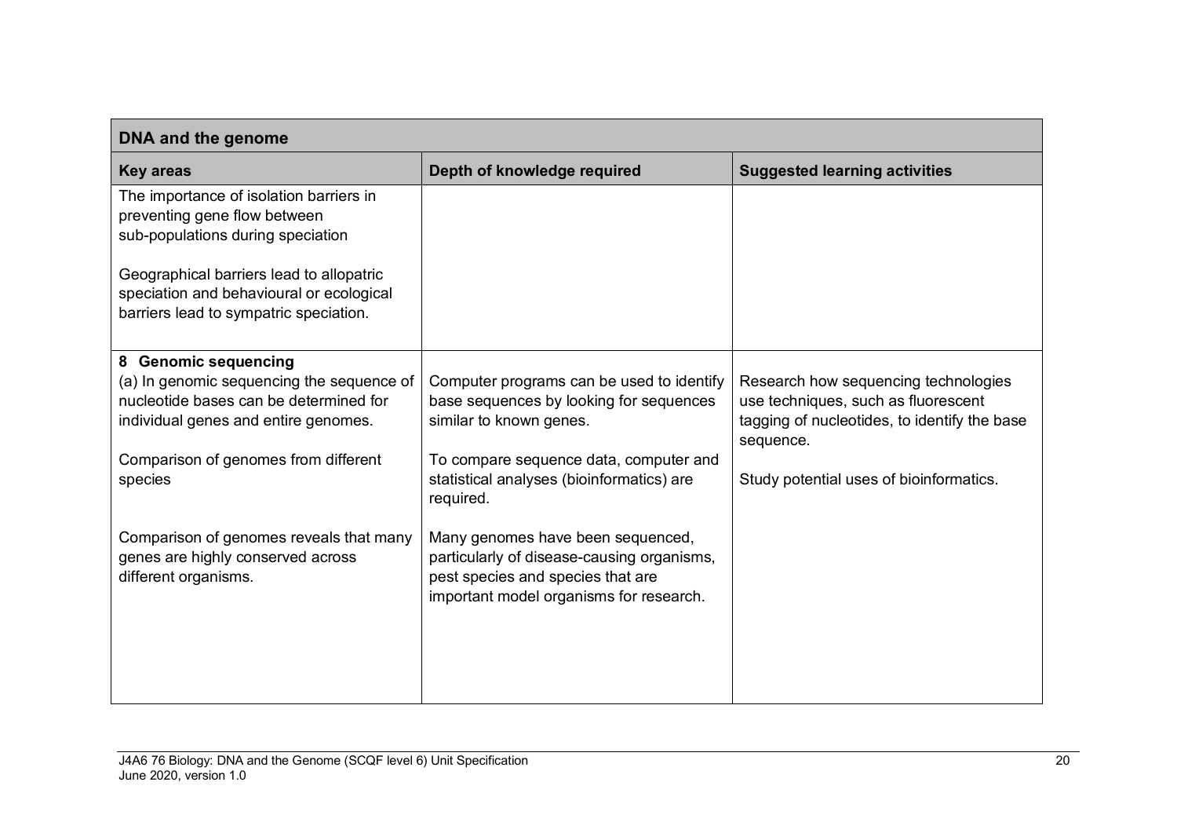| DNA and the genome | | |
|---|---|---|
| **Key areas** | **Depth of knowledge required** | **Suggested learning activities** |
| The importance of isolation barriers in preventing gene flow between sub-populations during speciation<br><br>Geographical barriers lead to allopatric speciation and behavioural or ecological barriers lead to sympatric speciation. | | |
| **8 Genomic sequencing**<br>(a) In genomic sequencing the sequence of nucleotide bases can be determined for individual genes and entire genomes.<br><br>Comparison of genomes from different species<br><br>Comparison of genomes reveals that many genes are highly conserved across different organisms. | Computer programs can be used to identify base sequences by looking for sequences similar to known genes.<br><br>To compare sequence data, computer and statistical analyses (bioinformatics) are required.<br><br>Many genomes have been sequenced, particularly of disease-causing organisms, pest species and species that are important model organisms for research. | Research how sequencing technologies use techniques, such as fluorescent tagging of nucleotides, to identify the base sequence.<br><br>Study potential uses of bioinformatics. |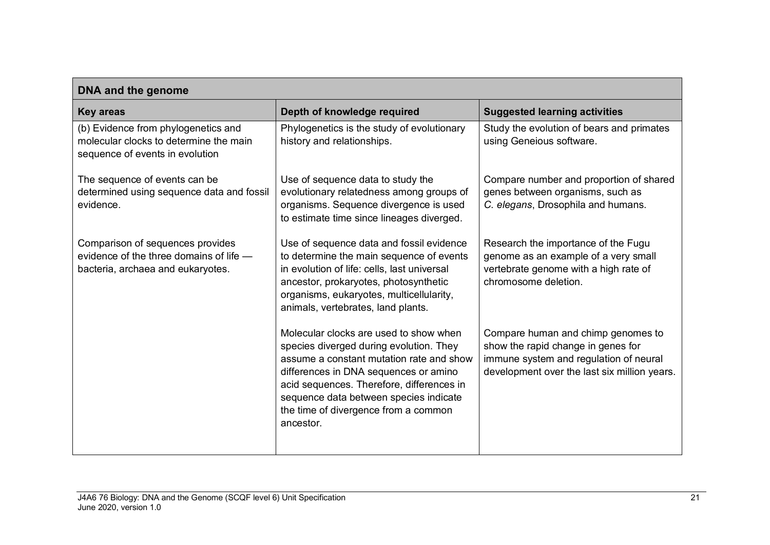| DNA and the genome | | |
|---|---|---|
| **Key areas** | **Depth of knowledge required** | **Suggested learning activities** |
| (b) Evidence from phylogenetics and molecular clocks to determine the main sequence of events in evolution | Phylogenetics is the study of evolutionary history and relationships. | Study the evolution of bears and primates using Geneious software. |
| The sequence of events can be determined using sequence data and fossil evidence. | Use of sequence data to study the evolutionary relatedness among groups of organisms. Sequence divergence is used to estimate time since lineages diverged. | Compare number and proportion of shared genes between organisms, such as *C. elegans*, Drosophila and humans. |
| Comparison of sequences provides evidence of the three domains of life — bacteria, archaea and eukaryotes. | Use of sequence data and fossil evidence to determine the main sequence of events in evolution of life: cells, last universal ancestor, prokaryotes, photosynthetic organisms, eukaryotes, multicellularity, animals, vertebrates, land plants. | Research the importance of the Fugu genome as an example of a very small vertebrate genome with a high rate of chromosome deletion. |
| | Molecular clocks are used to show when species diverged during evolution. They assume a constant mutation rate and show differences in DNA sequences or amino acid sequences. Therefore, differences in sequence data between species indicate the time of divergence from a common ancestor. | Compare human and chimp genomes to show the rapid change in genes for immune system and regulation of neural development over the last six million years. |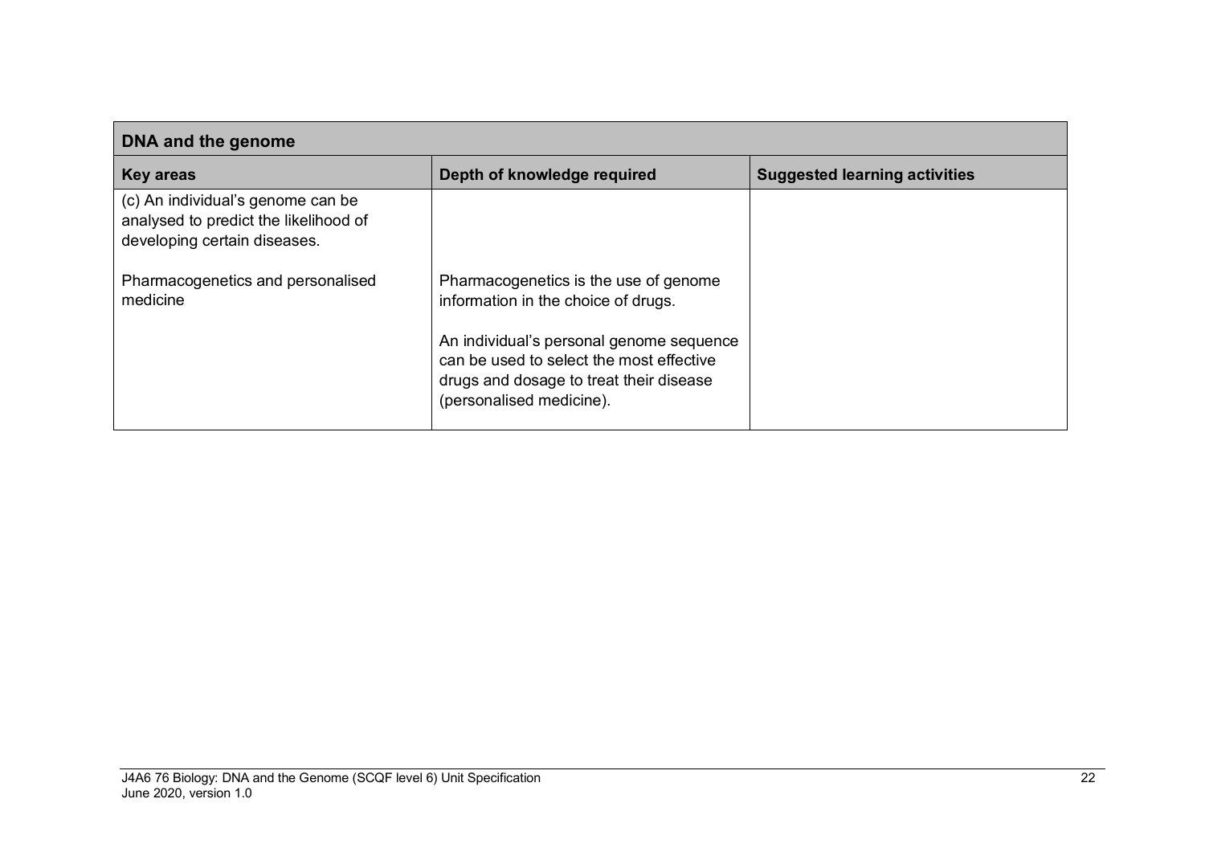| DNA and the genome | | |
|---|---|---|
| **Key areas** | **Depth of knowledge required** | **Suggested learning activities** |
| (c) An individual's genome can be analysed to predict the likelihood of developing certain diseases. | | |
| Pharmacogenetics and personalised medicine | Pharmacogenetics is the use of genome information in the choice of drugs.<br><br>An individual's personal genome sequence can be used to select the most effective drugs and dosage to treat their disease (personalised medicine). | |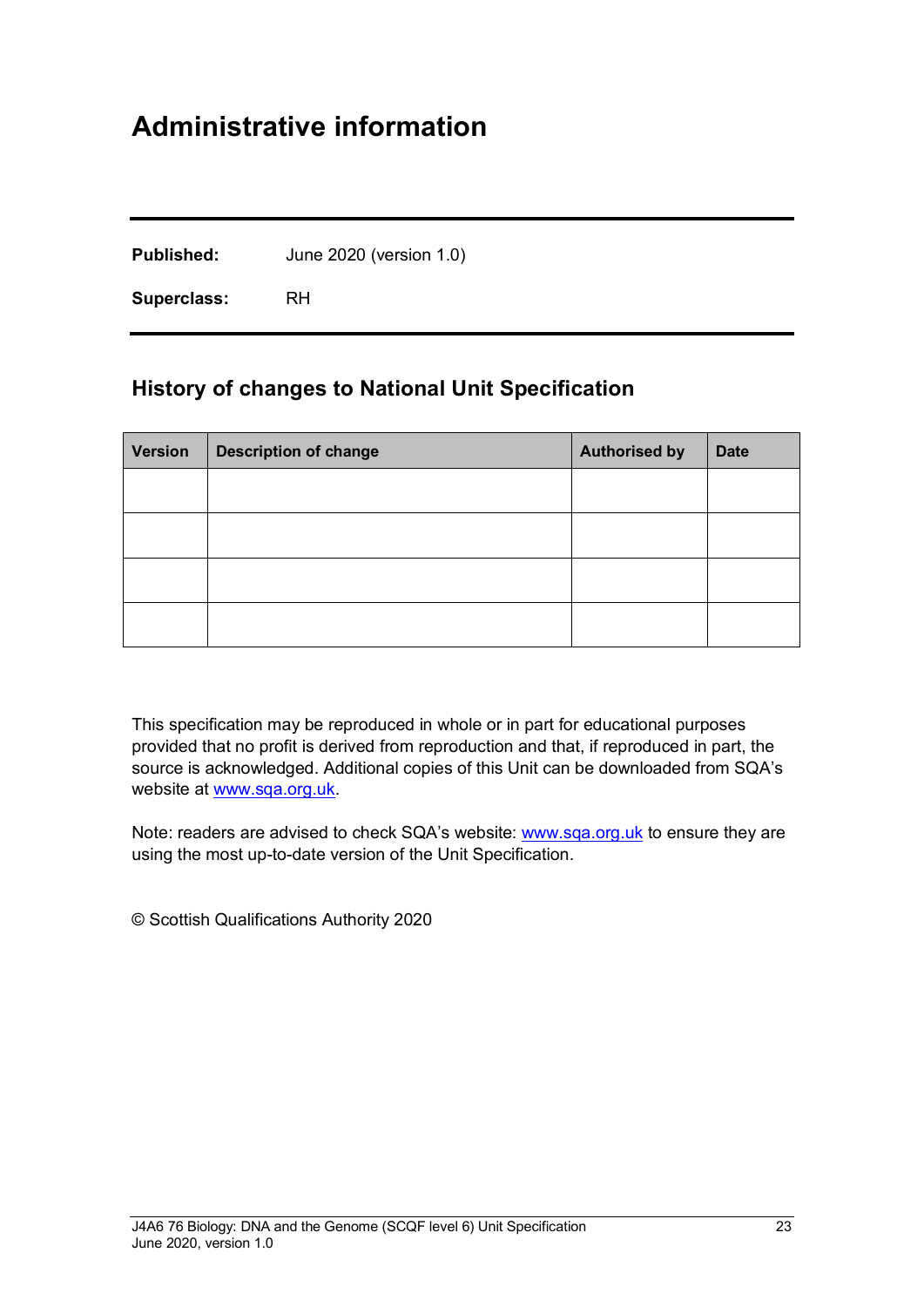# Administrative information

**Published:** June 2020 (version 1.0)

**Superclass:** RH

## History of changes to National Unit Specification

| Version | Description of change | Authorised by | Date |
|---|---|---|---|
| | | | |
| | | | |
| | | | |
| | | | |

This specification may be reproduced in whole or in part for educational purposes provided that no profit is derived from reproduction and that, if reproduced in part, the source is acknowledged. Additional copies of this Unit can be downloaded from SQA's website at www.sqa.org.uk.

Note: readers are advised to check SQA's website: www.sqa.org.uk to ensure they are using the most up-to-date version of the Unit Specification.

© Scottish Qualifications Authority 2020